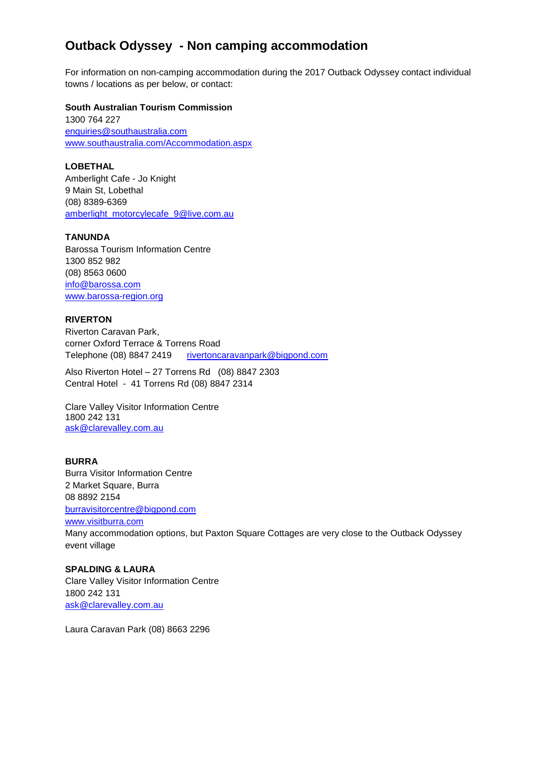# Outback Odyssey - Non camping accommodation

For information on non-camping accommodation during the 2017 Outback Odyssey contact individual towns / locations as per below, or contact:

**South Australian Tourism Commission**
1300 764 227
enquiries@southaustralia.com
www.southaustralia.com/Accommodation.aspx

**LOBETHAL**
Amberlight Cafe - Jo Knight
9 Main St, Lobethal
(08) 8389-6369
amberlight_motorcylecafe_9@live.com.au

**TANUNDA**
Barossa Tourism Information Centre
1300 852 982
(08) 8563 0600
info@barossa.com
www.barossa-region.org

**RIVERTON**
Riverton Caravan Park,
corner Oxford Terrace & Torrens Road
Telephone (08) 8847 2419 rivertoncaravanpark@bigpond.com

Also Riverton Hotel – 27 Torrens Rd (08) 8847 2303
Central Hotel - 41 Torrens Rd (08) 8847 2314

Clare Valley Visitor Information Centre
1800 242 131
ask@clarevalley.com.au

**BURRA**
Burra Visitor Information Centre
2 Market Square, Burra
08 8892 2154
burravisitorcentre@bigpond.com
www.visitburra.com
Many accommodation options, but Paxton Square Cottages are very close to the Outback Odyssey event village

**SPALDING & LAURA**
Clare Valley Visitor Information Centre
1800 242 131
ask@clarevalley.com.au

Laura Caravan Park (08) 8663 2296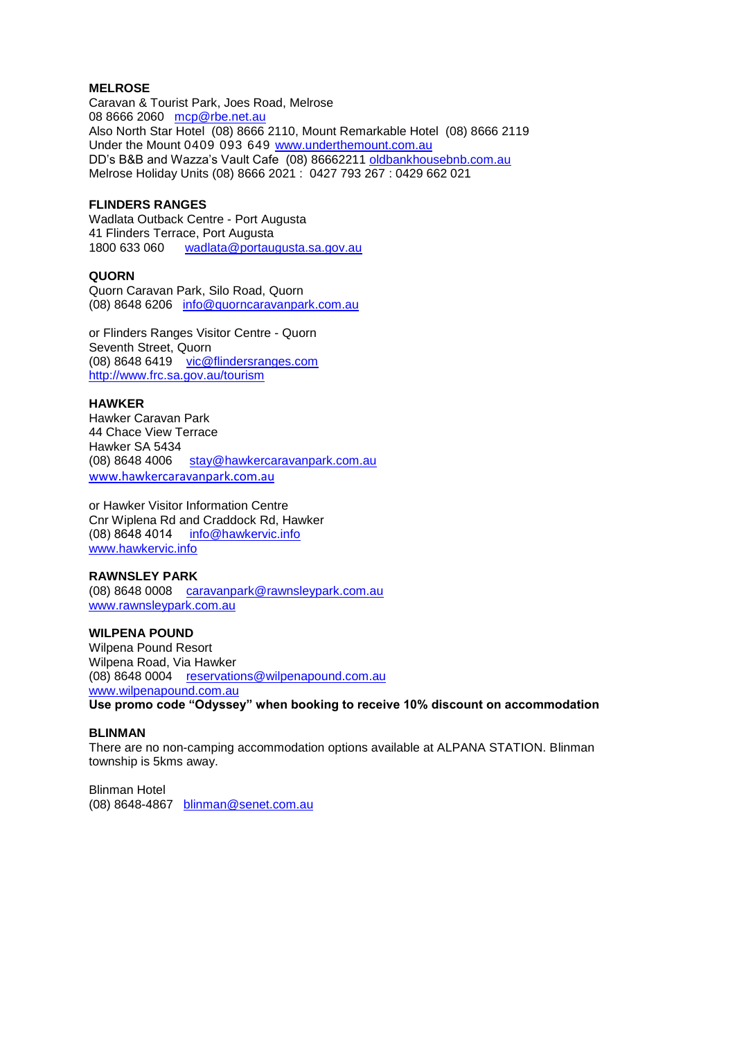**MELROSE**
Caravan & Tourist Park, Joes Road, Melrose
08 8666 2060 mcp@rbe.net.au
Also North Star Hotel (08) 8666 2110, Mount Remarkable Hotel (08) 8666 2119
Under the Mount 0409 093 649 www.underthemount.com.au
DD's B&B and Wazza's Vault Cafe (08) 86662211 oldbankhousebnb.com.au
Melrose Holiday Units (08) 8666 2021 : 0427 793 267 : 0429 662 021

**FLINDERS RANGES**
Wadlata Outback Centre - Port Augusta
41 Flinders Terrace, Port Augusta
1800 633 060 wadlata@portaugusta.sa.gov.au

**QUORN**
Quorn Caravan Park, Silo Road, Quorn
(08) 8648 6206 info@quorncaravanpark.com.au

or Flinders Ranges Visitor Centre - Quorn
Seventh Street, Quorn
(08) 8648 6419 vic@flindersranges.com
http://www.frc.sa.gov.au/tourism

**HAWKER**
Hawker Caravan Park
44 Chace View Terrace
Hawker SA 5434
(08) 8648 4006 stay@hawkercaravanpark.com.au
www.hawkercaravanpark.com.au

or Hawker Visitor Information Centre
Cnr Wiplena Rd and Craddock Rd, Hawker
(08) 8648 4014 info@hawkervic.info
www.hawkervic.info

**RAWNSLEY PARK**
(08) 8648 0008 caravanpark@rawnsleypark.com.au
www.rawnsleypark.com.au

**WILPENA POUND**
Wilpena Pound Resort
Wilpena Road, Via Hawker
(08) 8648 0004 reservations@wilpenapound.com.au
www.wilpenapound.com.au
**Use promo code "Odyssey" when booking to receive 10% discount on accommodation**

**BLINMAN**
There are no non-camping accommodation options available at ALPANA STATION. Blinman township is 5kms away.

Blinman Hotel
(08) 8648-4867 blinman@senet.com.au